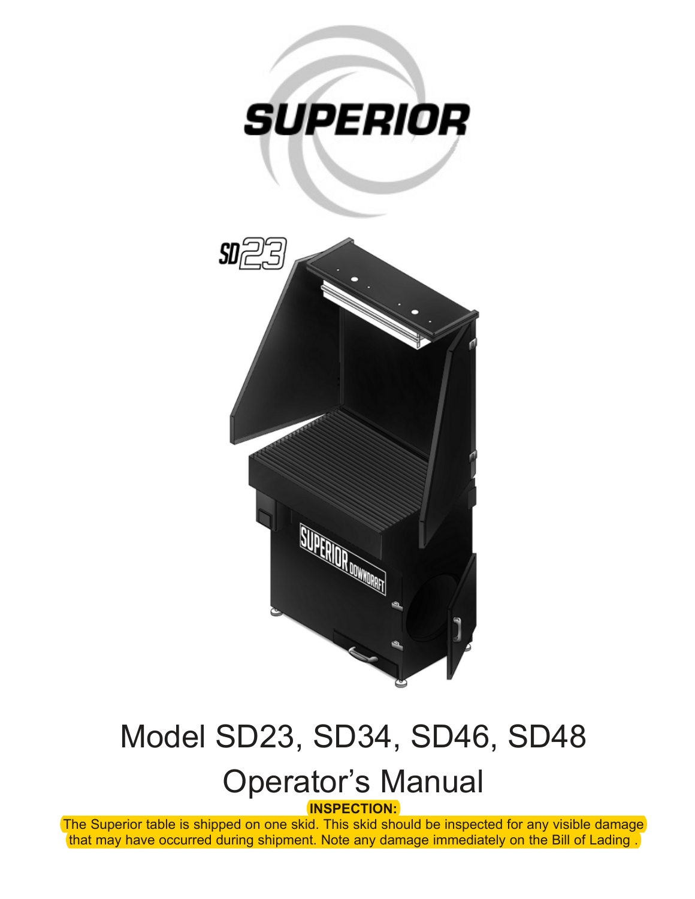# Model SD23, SD34, SD46, SD48

# Operator's Manual

**INSPECTION:**

The Superior table is shipped on one skid. This skid should be inspected for any visible damage that may have occurred during shipment. Note any damage immediately on the Bill of Lading .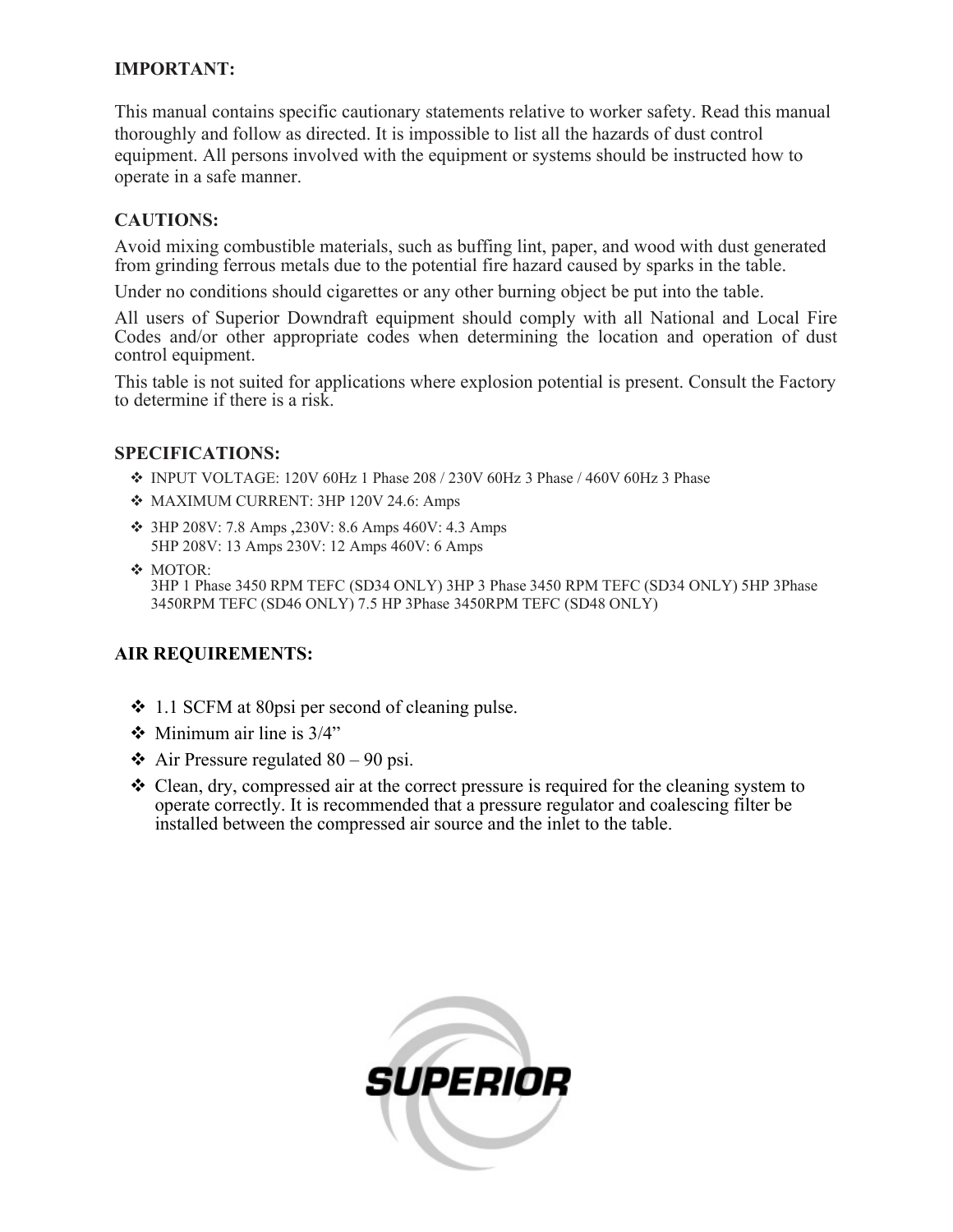**IMPORTANT:**

This manual contains specific cautionary statements relative to worker safety. Read this manual thoroughly and follow as directed. It is impossible to list all the hazards of dust control equipment. All persons involved with the equipment or systems should be instructed how to operate in a safe manner.

**CAUTIONS:**

Avoid mixing combustible materials, such as buffing lint, paper, and wood with dust generated from grinding ferrous metals due to the potential fire hazard caused by sparks in the table.

Under no conditions should cigarettes or any other burning object be put into the table.

All users of Superior Downdraft equipment should comply with all National and Local Fire Codes and/or other appropriate codes when determining the location and operation of dust control equipment.

This table is not suited for applications where explosion potential is present. Consult the Factory to determine if there is a risk.

**SPECIFICATIONS:**

- INPUT VOLTAGE: 120V 60Hz 1 Phase 208 / 230V 60Hz 3 Phase / 460V 60Hz 3 Phase
- MAXIMUM CURRENT: 3HP 120V 24.6: Amps
- 3HP 208V: 7.8 Amps ,230V: 8.6 Amps 460V: 4.3 Amps
  5HP 208V: 13 Amps 230V: 12 Amps 460V: 6 Amps
- MOTOR:
  3HP 1 Phase 3450 RPM TEFC (SD34 ONLY) 3HP 3 Phase 3450 RPM TEFC (SD34 ONLY) 5HP 3Phase 3450RPM TEFC (SD46 ONLY) 7.5 HP 3Phase 3450RPM TEFC (SD48 ONLY)

**AIR REQUIREMENTS:**

- 1.1 SCFM at 80psi per second of cleaning pulse.
- Minimum air line is 3/4"
- Air Pressure regulated 80 – 90 psi.
- Clean, dry, compressed air at the correct pressure is required for the cleaning system to operate correctly. It is recommended that a pressure regulator and coalescing filter be installed between the compressed air source and the inlet to the table.

SUPERIOR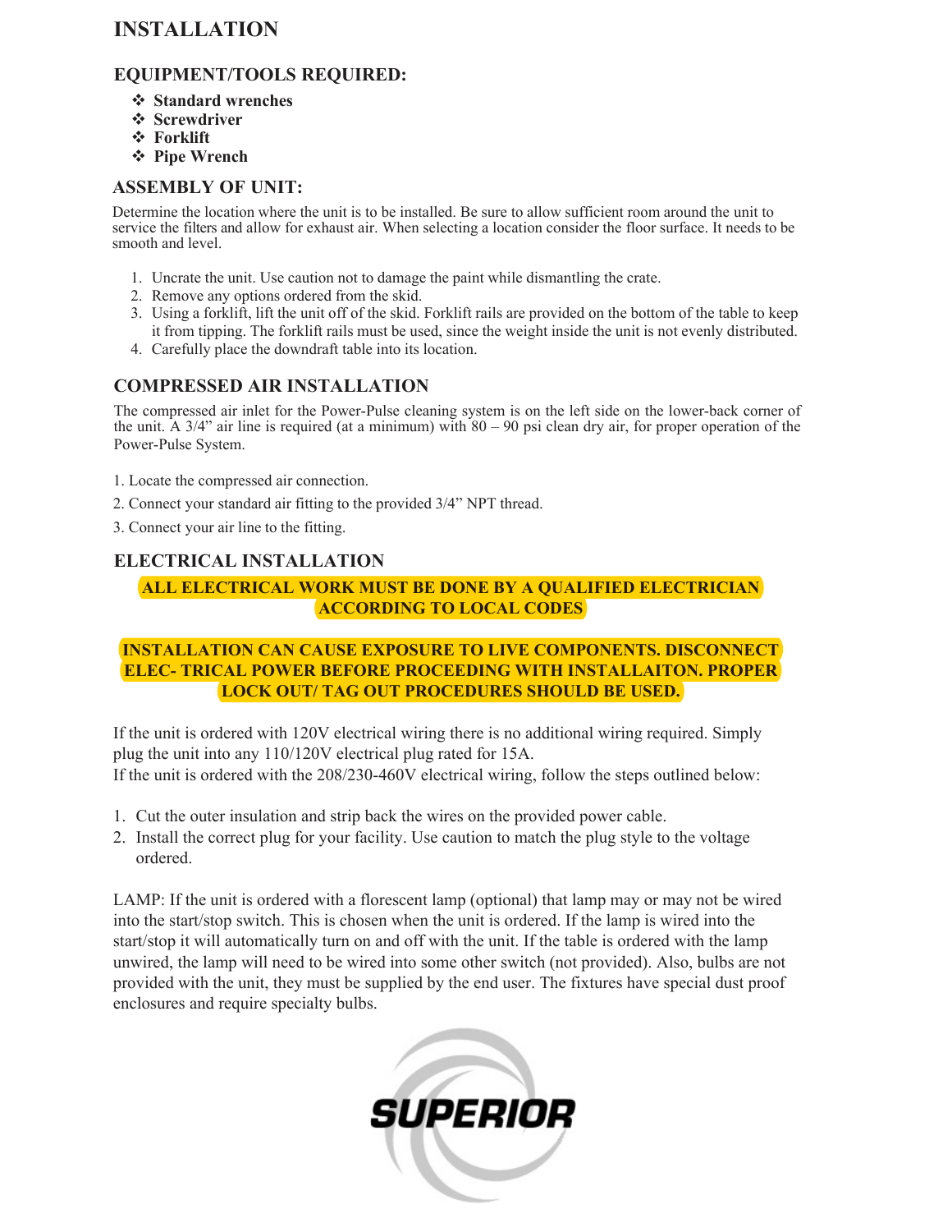# INSTALLATION

## EQUIPMENT/TOOLS REQUIRED:

- **Standard wrenches**
- **Screwdriver**
- **Forklift**
- **Pipe Wrench**

## ASSEMBLY OF UNIT:

Determine the location where the unit is to be installed. Be sure to allow sufficient room around the unit to service the filters and allow for exhaust air. When selecting a location consider the floor surface. It needs to be smooth and level.

1. Uncrate the unit. Use caution not to damage the paint while dismantling the crate.
2. Remove any options ordered from the skid.
3. Using a forklift, lift the unit off of the skid. Forklift rails are provided on the bottom of the table to keep it from tipping. The forklift rails must be used, since the weight inside the unit is not evenly distributed.
4. Carefully place the downdraft table into its location.

## COMPRESSED AIR INSTALLATION

The compressed air inlet for the Power-Pulse cleaning system is on the left side on the lower-back corner of the unit. A 3/4" air line is required (at a minimum) with 80 – 90 psi clean dry air, for proper operation of the Power-Pulse System.

1. Locate the compressed air connection.
2. Connect your standard air fitting to the provided 3/4" NPT thread.
3. Connect your air line to the fitting.

## ELECTRICAL INSTALLATION

**ALL ELECTRICAL WORK MUST BE DONE BY A QUALIFIED ELECTRICIAN ACCORDING TO LOCAL CODES**

**INSTALLATION CAN CAUSE EXPOSURE TO LIVE COMPONENTS. DISCONNECT ELEC- TRICAL POWER BEFORE PROCEEDING WITH INSTALLAITON. PROPER LOCK OUT/ TAG OUT PROCEDURES SHOULD BE USED.**

If the unit is ordered with 120V electrical wiring there is no additional wiring required. Simply plug the unit into any 110/120V electrical plug rated for 15A.
If the unit is ordered with the 208/230-460V electrical wiring, follow the steps outlined below:

1. Cut the outer insulation and strip back the wires on the provided power cable.
2. Install the correct plug for your facility. Use caution to match the plug style to the voltage ordered.

LAMP: If the unit is ordered with a florescent lamp (optional) that lamp may or may not be wired into the start/stop switch. This is chosen when the unit is ordered. If the lamp is wired into the start/stop it will automatically turn on and off with the unit. If the table is ordered with the lamp unwired, the lamp will need to be wired into some other switch (not provided). Also, bulbs are not provided with the unit, they must be supplied by the end user. The fixtures have special dust proof enclosures and require specialty bulbs.

SUPERIOR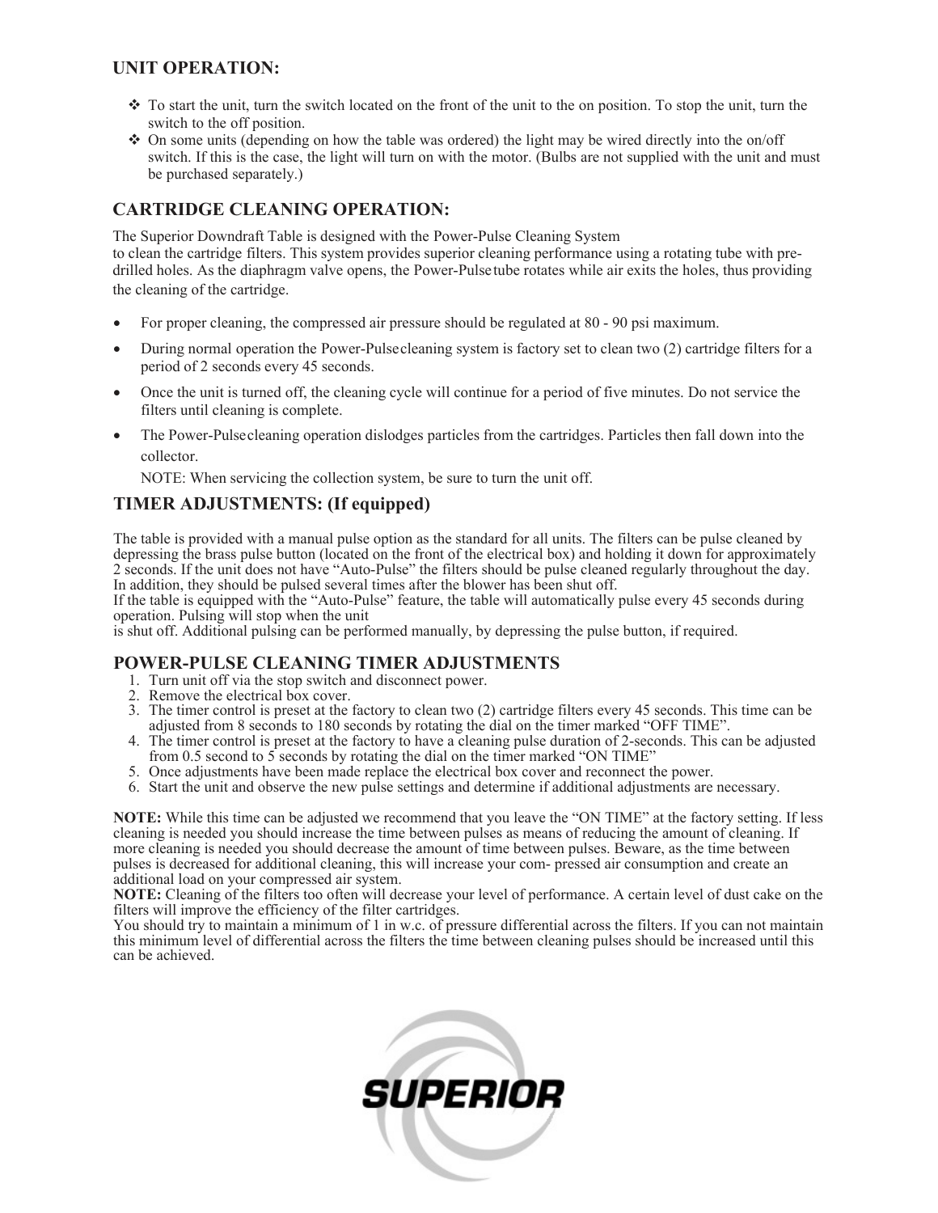## UNIT OPERATION:

- To start the unit, turn the switch located on the front of the unit to the on position. To stop the unit, turn the switch to the off position.
- On some units (depending on how the table was ordered) the light may be wired directly into the on/off switch. If this is the case, the light will turn on with the motor. (Bulbs are not supplied with the unit and must be purchased separately.)

## CARTRIDGE CLEANING OPERATION:

The Superior Downdraft Table is designed with the Power-Pulse Cleaning System to clean the cartridge filters. This system provides superior cleaning performance using a rotating tube with pre-drilled holes. As the diaphragm valve opens, the Power-Pulse tube rotates while air exits the holes, thus providing the cleaning of the cartridge.

- For proper cleaning, the compressed air pressure should be regulated at 80 - 90 psi maximum.
- During normal operation the Power-Pulse cleaning system is factory set to clean two (2) cartridge filters for a period of 2 seconds every 45 seconds.
- Once the unit is turned off, the cleaning cycle will continue for a period of five minutes. Do not service the filters until cleaning is complete.
- The Power-Pulse cleaning operation dislodges particles from the cartridges. Particles then fall down into the collector.

  NOTE: When servicing the collection system, be sure to turn the unit off.

## TIMER ADJUSTMENTS: (If equipped)

The table is provided with a manual pulse option as the standard for all units. The filters can be pulse cleaned by depressing the brass pulse button (located on the front of the electrical box) and holding it down for approximately 2 seconds. If the unit does not have "Auto-Pulse" the filters should be pulse cleaned regularly throughout the day. In addition, they should be pulsed several times after the blower has been shut off.
If the table is equipped with the "Auto-Pulse" feature, the table will automatically pulse every 45 seconds during operation. Pulsing will stop when the unit
is shut off. Additional pulsing can be performed manually, by depressing the pulse button, if required.

## POWER-PULSE CLEANING TIMER ADJUSTMENTS

1. Turn unit off via the stop switch and disconnect power.
2. Remove the electrical box cover.
3. The timer control is preset at the factory to clean two (2) cartridge filters every 45 seconds. This time can be adjusted from 8 seconds to 180 seconds by rotating the dial on the timer marked "OFF TIME".
4. The timer control is preset at the factory to have a cleaning pulse duration of 2-seconds. This can be adjusted from 0.5 second to 5 seconds by rotating the dial on the timer marked "ON TIME"
5. Once adjustments have been made replace the electrical box cover and reconnect the power.
6. Start the unit and observe the new pulse settings and determine if additional adjustments are necessary.

**NOTE:** While this time can be adjusted we recommend that you leave the "ON TIME" at the factory setting. If less cleaning is needed you should increase the time between pulses as means of reducing the amount of cleaning. If more cleaning is needed you should decrease the amount of time between pulses. Beware, as the time between pulses is decreased for additional cleaning, this will increase your com- pressed air consumption and create an additional load on your compressed air system.
**NOTE:** Cleaning of the filters too often will decrease your level of performance. A certain level of dust cake on the filters will improve the efficiency of the filter cartridges.
You should try to maintain a minimum of 1 in w.c. of pressure differential across the filters. If you can not maintain this minimum level of differential across the filters the time between cleaning pulses should be increased until this can be achieved.

SUPERIOR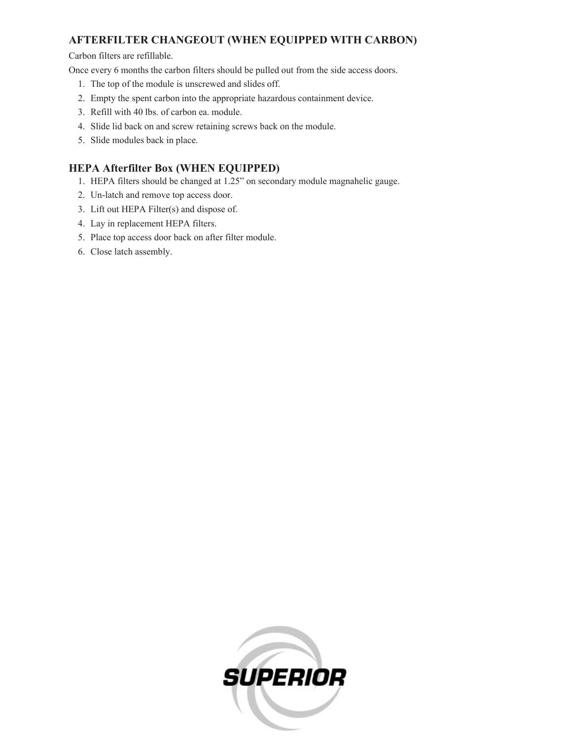## AFTERFILTER CHANGEOUT (WHEN EQUIPPED WITH CARBON)

Carbon filters are refillable.

Once every 6 months the carbon filters should be pulled out from the side access doors.

1. The top of the module is unscrewed and slides off.
2. Empty the spent carbon into the appropriate hazardous containment device.
3. Refill with 40 lbs. of carbon ea. module.
4. Slide lid back on and screw retaining screws back on the module.
5. Slide modules back in place.

## HEPA Afterfilter Box (WHEN EQUIPPED)

1. HEPA filters should be changed at 1.25" on secondary module magnahelic gauge.
2. Un-latch and remove top access door.
3. Lift out HEPA Filter(s) and dispose of.
4. Lay in replacement HEPA filters.
5. Place top access door back on after filter module.
6. Close latch assembly.